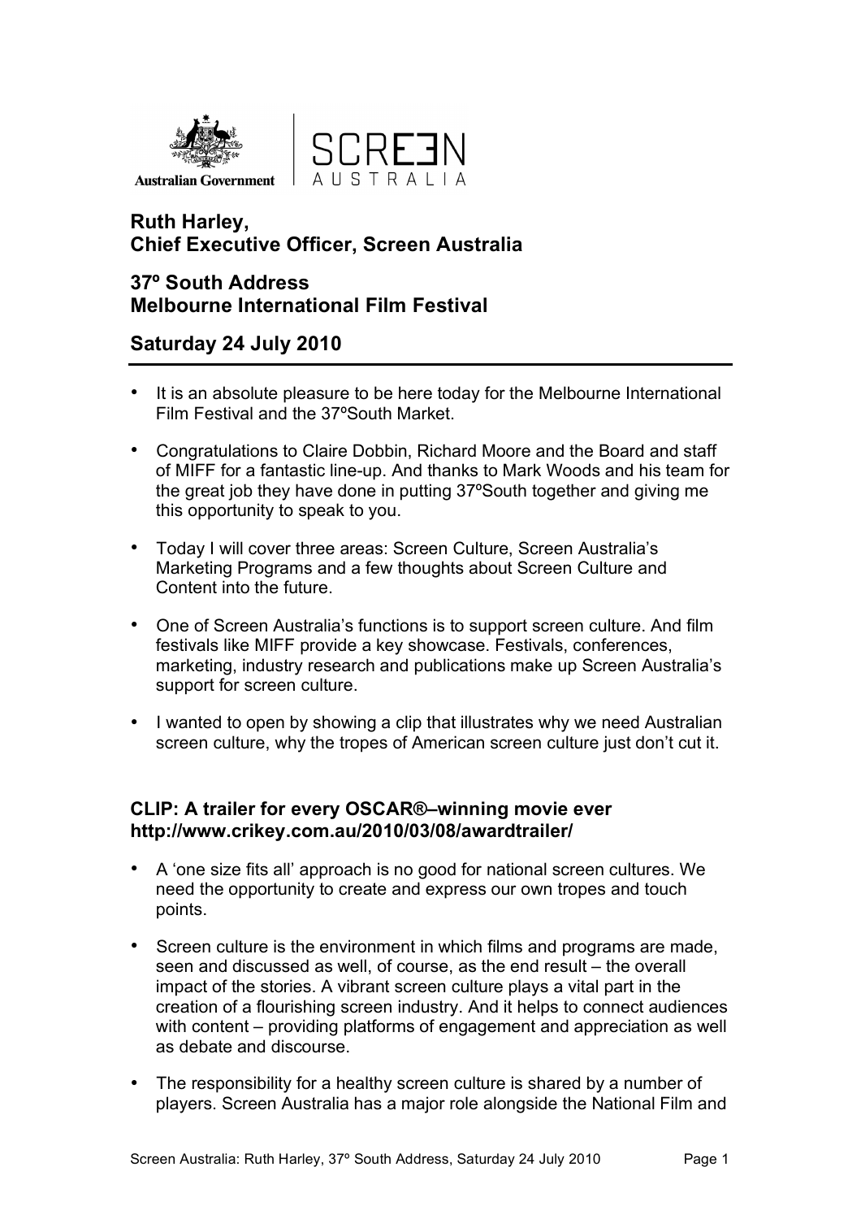Australian Government | SCREEN AUSTRALIA

## Ruth Harley,
## Chief Executive Officer, Screen Australia

## 37º South Address
## Melbourne International Film Festival

## Saturday 24 July 2010

- It is an absolute pleasure to be here today for the Melbourne International Film Festival and the 37ºSouth Market.
- Congratulations to Claire Dobbin, Richard Moore and the Board and staff of MIFF for a fantastic line-up. And thanks to Mark Woods and his team for the great job they have done in putting 37ºSouth together and giving me this opportunity to speak to you.
- Today I will cover three areas: Screen Culture, Screen Australia's Marketing Programs and a few thoughts about Screen Culture and Content into the future.
- One of Screen Australia's functions is to support screen culture. And film festivals like MIFF provide a key showcase. Festivals, conferences, marketing, industry research and publications make up Screen Australia's support for screen culture.
- I wanted to open by showing a clip that illustrates why we need Australian screen culture, why the tropes of American screen culture just don't cut it.

### CLIP: A trailer for every OSCAR®–winning movie ever
### http://www.crikey.com.au/2010/03/08/awardtrailer/

- A 'one size fits all' approach is no good for national screen cultures. We need the opportunity to create and express our own tropes and touch points.
- Screen culture is the environment in which films and programs are made, seen and discussed as well, of course, as the end result – the overall impact of the stories. A vibrant screen culture plays a vital part in the creation of a flourishing screen industry. And it helps to connect audiences with content – providing platforms of engagement and appreciation as well as debate and discourse.
- The responsibility for a healthy screen culture is shared by a number of players. Screen Australia has a major role alongside the National Film and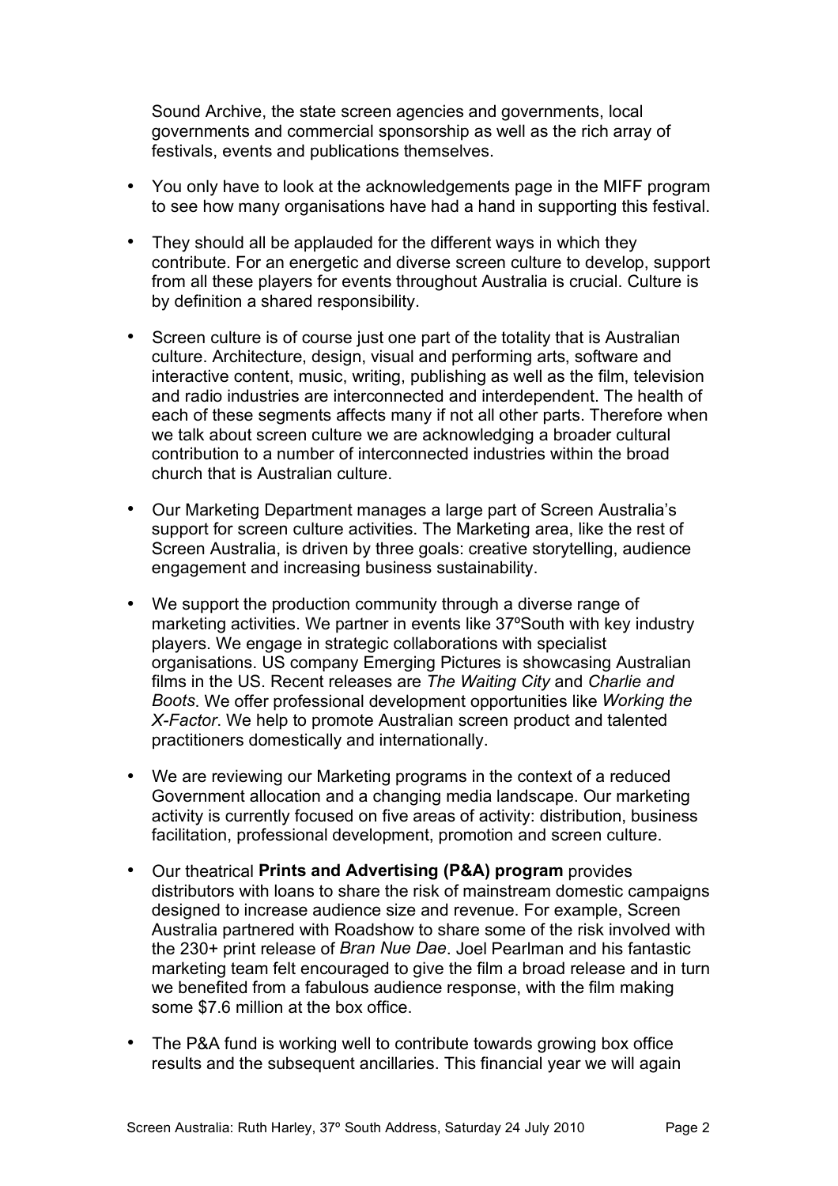Sound Archive, the state screen agencies and governments, local governments and commercial sponsorship as well as the rich array of festivals, events and publications themselves.

- You only have to look at the acknowledgements page in the MIFF program to see how many organisations have had a hand in supporting this festival.

- They should all be applauded for the different ways in which they contribute. For an energetic and diverse screen culture to develop, support from all these players for events throughout Australia is crucial. Culture is by definition a shared responsibility.

- Screen culture is of course just one part of the totality that is Australian culture. Architecture, design, visual and performing arts, software and interactive content, music, writing, publishing as well as the film, television and radio industries are interconnected and interdependent. The health of each of these segments affects many if not all other parts. Therefore when we talk about screen culture we are acknowledging a broader cultural contribution to a number of interconnected industries within the broad church that is Australian culture.

- Our Marketing Department manages a large part of Screen Australia's support for screen culture activities. The Marketing area, like the rest of Screen Australia, is driven by three goals: creative storytelling, audience engagement and increasing business sustainability.

- We support the production community through a diverse range of marketing activities. We partner in events like 37ºSouth with key industry players. We engage in strategic collaborations with specialist organisations. US company Emerging Pictures is showcasing Australian films in the US. Recent releases are *The Waiting City* and *Charlie and Boots*. We offer professional development opportunities like *Working the X-Factor*. We help to promote Australian screen product and talented practitioners domestically and internationally.

- We are reviewing our Marketing programs in the context of a reduced Government allocation and a changing media landscape. Our marketing activity is currently focused on five areas of activity: distribution, business facilitation, professional development, promotion and screen culture.

- Our theatrical **Prints and Advertising (P&A) program** provides distributors with loans to share the risk of mainstream domestic campaigns designed to increase audience size and revenue. For example, Screen Australia partnered with Roadshow to share some of the risk involved with the 230+ print release of *Bran Nue Dae*. Joel Pearlman and his fantastic marketing team felt encouraged to give the film a broad release and in turn we benefited from a fabulous audience response, with the film making some $7.6 million at the box office.

- The P&A fund is working well to contribute towards growing box office results and the subsequent ancillaries. This financial year we will again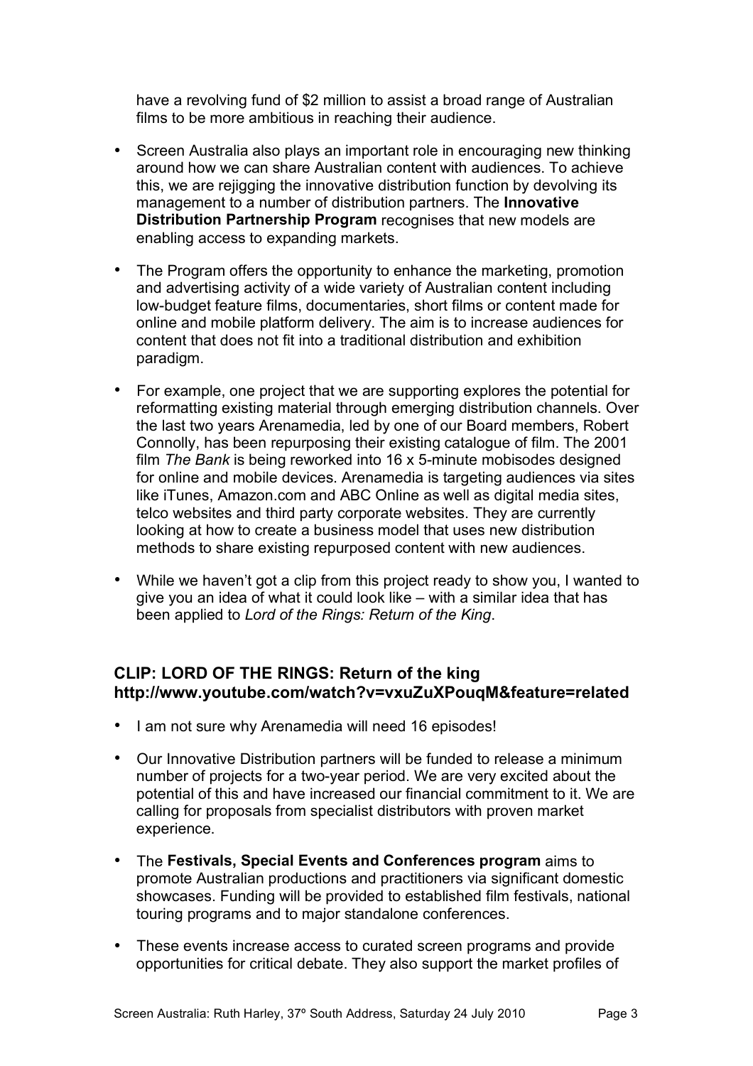have a revolving fund of $2 million to assist a broad range of Australian films to be more ambitious in reaching their audience.

- Screen Australia also plays an important role in encouraging new thinking around how we can share Australian content with audiences. To achieve this, we are rejigging the innovative distribution function by devolving its management to a number of distribution partners. The **Innovative Distribution Partnership Program** recognises that new models are enabling access to expanding markets.
- The Program offers the opportunity to enhance the marketing, promotion and advertising activity of a wide variety of Australian content including low-budget feature films, documentaries, short films or content made for online and mobile platform delivery. The aim is to increase audiences for content that does not fit into a traditional distribution and exhibition paradigm.
- For example, one project that we are supporting explores the potential for reformatting existing material through emerging distribution channels. Over the last two years Arenamedia, led by one of our Board members, Robert Connolly, has been repurposing their existing catalogue of film. The 2001 film *The Bank* is being reworked into 16 x 5-minute mobisodes designed for online and mobile devices. Arenamedia is targeting audiences via sites like iTunes, Amazon.com and ABC Online as well as digital media sites, telco websites and third party corporate websites. They are currently looking at how to create a business model that uses new distribution methods to share existing repurposed content with new audiences.
- While we haven't got a clip from this project ready to show you, I wanted to give you an idea of what it could look like – with a similar idea that has been applied to *Lord of the Rings: Return of the King*.

### CLIP: LORD OF THE RINGS: Return of the king http://www.youtube.com/watch?v=vxuZuXPouqM&feature=related

- I am not sure why Arenamedia will need 16 episodes!
- Our Innovative Distribution partners will be funded to release a minimum number of projects for a two-year period. We are very excited about the potential of this and have increased our financial commitment to it. We are calling for proposals from specialist distributors with proven market experience.
- The **Festivals, Special Events and Conferences program** aims to promote Australian productions and practitioners via significant domestic showcases. Funding will be provided to established film festivals, national touring programs and to major standalone conferences.
- These events increase access to curated screen programs and provide opportunities for critical debate. They also support the market profiles of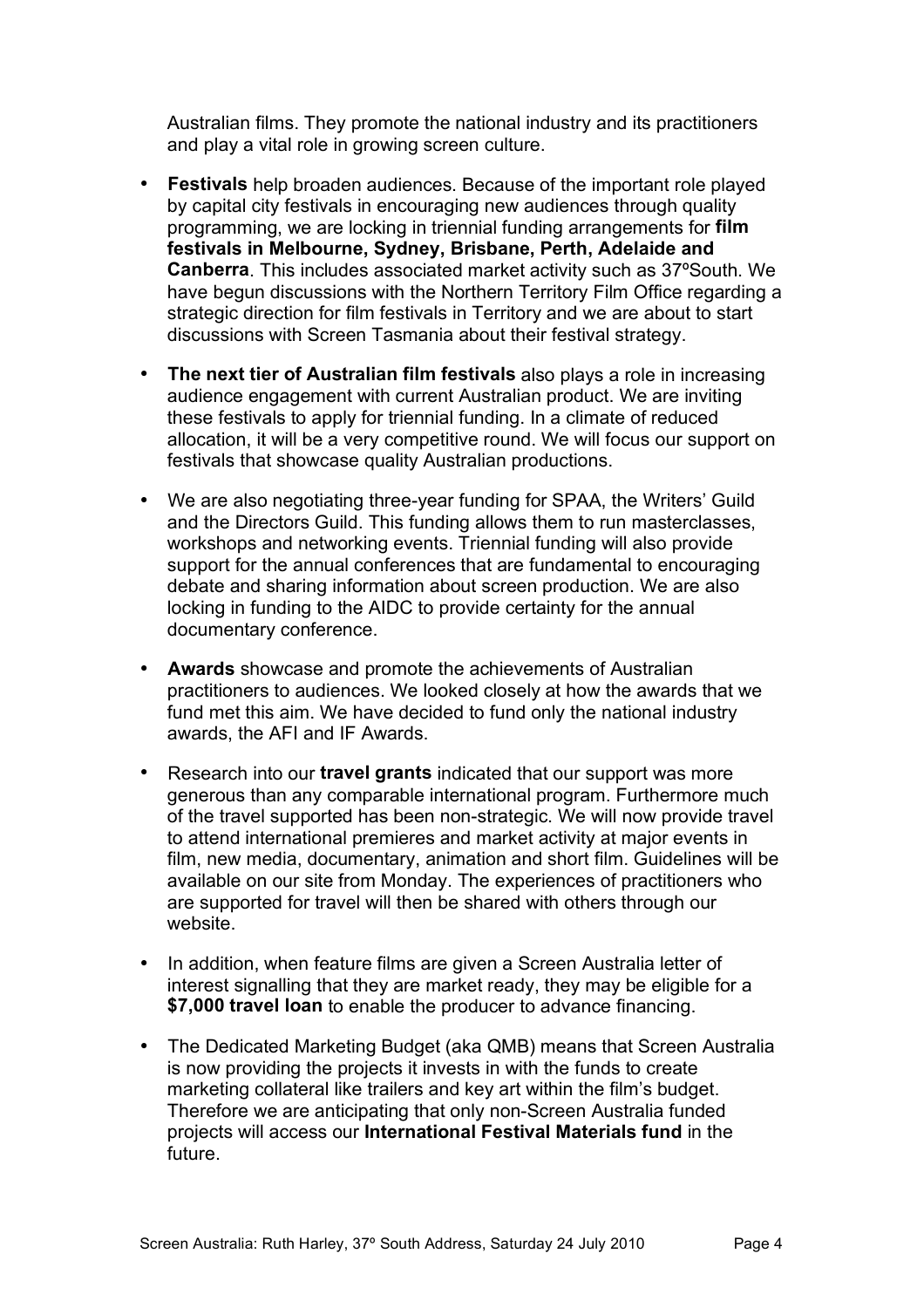Australian films. They promote the national industry and its practitioners and play a vital role in growing screen culture.

- **Festivals** help broaden audiences. Because of the important role played by capital city festivals in encouraging new audiences through quality programming, we are locking in triennial funding arrangements for **film festivals in Melbourne, Sydney, Brisbane, Perth, Adelaide and Canberra**. This includes associated market activity such as 37ºSouth. We have begun discussions with the Northern Territory Film Office regarding a strategic direction for film festivals in Territory and we are about to start discussions with Screen Tasmania about their festival strategy.

- **The next tier of Australian film festivals** also plays a role in increasing audience engagement with current Australian product. We are inviting these festivals to apply for triennial funding. In a climate of reduced allocation, it will be a very competitive round. We will focus our support on festivals that showcase quality Australian productions.

- We are also negotiating three-year funding for SPAA, the Writers' Guild and the Directors Guild. This funding allows them to run masterclasses, workshops and networking events. Triennial funding will also provide support for the annual conferences that are fundamental to encouraging debate and sharing information about screen production. We are also locking in funding to the AIDC to provide certainty for the annual documentary conference.

- **Awards** showcase and promote the achievements of Australian practitioners to audiences. We looked closely at how the awards that we fund met this aim. We have decided to fund only the national industry awards, the AFI and IF Awards.

- Research into our **travel grants** indicated that our support was more generous than any comparable international program. Furthermore much of the travel supported has been non-strategic. We will now provide travel to attend international premieres and market activity at major events in film, new media, documentary, animation and short film. Guidelines will be available on our site from Monday. The experiences of practitioners who are supported for travel will then be shared with others through our website.

- In addition, when feature films are given a Screen Australia letter of interest signalling that they are market ready, they may be eligible for a **$7,000 travel loan** to enable the producer to advance financing.

- The Dedicated Marketing Budget (aka QMB) means that Screen Australia is now providing the projects it invests in with the funds to create marketing collateral like trailers and key art within the film's budget. Therefore we are anticipating that only non-Screen Australia funded projects will access our **International Festival Materials fund** in the future.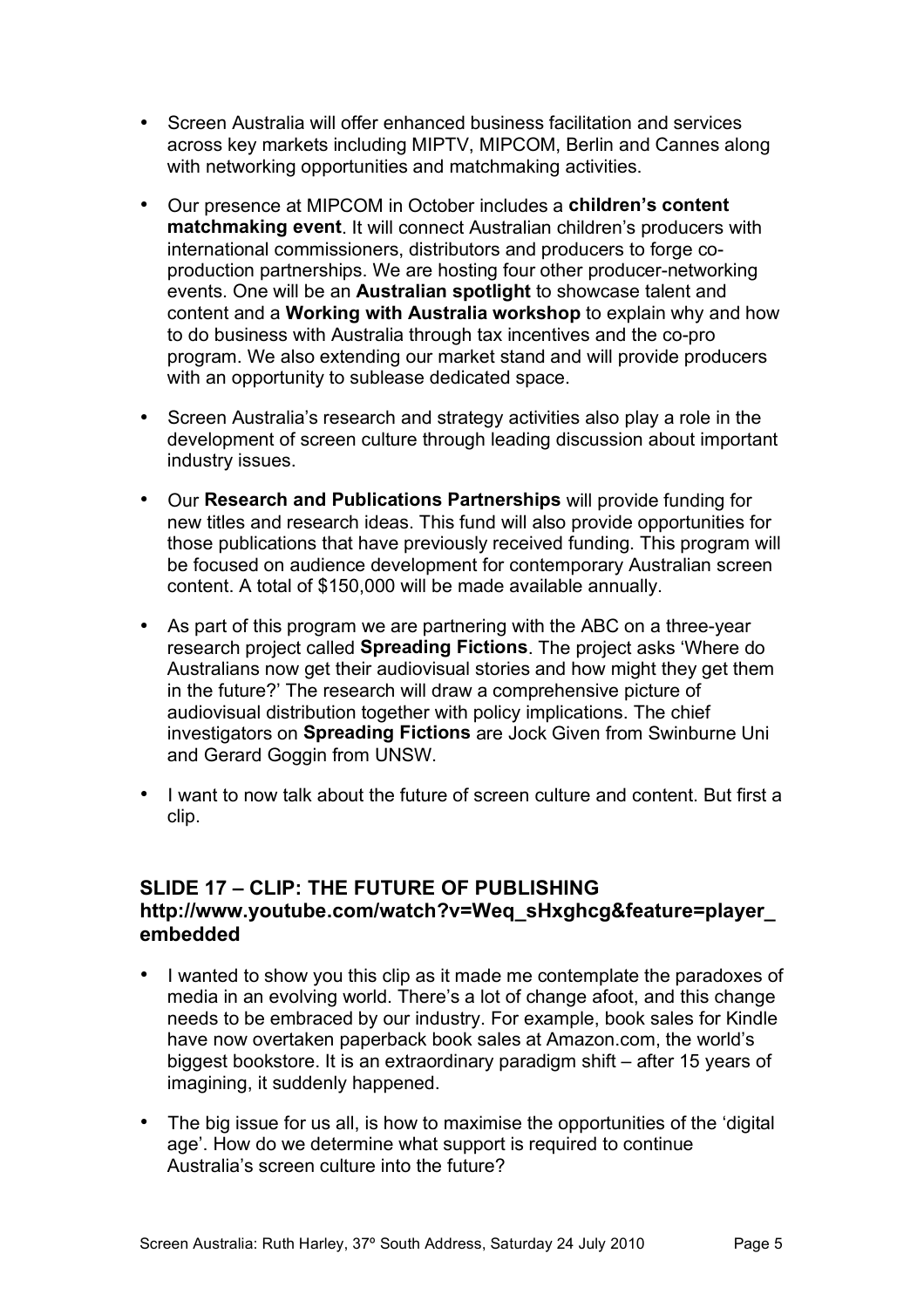- Screen Australia will offer enhanced business facilitation and services across key markets including MIPTV, MIPCOM, Berlin and Cannes along with networking opportunities and matchmaking activities.

- Our presence at MIPCOM in October includes a **children's content matchmaking event**. It will connect Australian children's producers with international commissioners, distributors and producers to forge co-production partnerships. We are hosting four other producer-networking events. One will be an **Australian spotlight** to showcase talent and content and a **Working with Australia workshop** to explain why and how to do business with Australia through tax incentives and the co-pro program. We also extending our market stand and will provide producers with an opportunity to sublease dedicated space.

- Screen Australia's research and strategy activities also play a role in the development of screen culture through leading discussion about important industry issues.

- Our **Research and Publications Partnerships** will provide funding for new titles and research ideas. This fund will also provide opportunities for those publications that have previously received funding. This program will be focused on audience development for contemporary Australian screen content. A total of $150,000 will be made available annually.

- As part of this program we are partnering with the ABC on a three-year research project called **Spreading Fictions**. The project asks 'Where do Australians now get their audiovisual stories and how might they get them in the future?' The research will draw a comprehensive picture of audiovisual distribution together with policy implications. The chief investigators on **Spreading Fictions** are Jock Given from Swinburne Uni and Gerard Goggin from UNSW.

- I want to now talk about the future of screen culture and content. But first a clip.

### SLIDE 17 – CLIP: THE FUTURE OF PUBLISHING http://www.youtube.com/watch?v=Weq_sHxghcg&feature=player_embedded

- I wanted to show you this clip as it made me contemplate the paradoxes of media in an evolving world. There's a lot of change afoot, and this change needs to be embraced by our industry. For example, book sales for Kindle have now overtaken paperback book sales at Amazon.com, the world's biggest bookstore. It is an extraordinary paradigm shift – after 15 years of imagining, it suddenly happened.

- The big issue for us all, is how to maximise the opportunities of the 'digital age'. How do we determine what support is required to continue Australia's screen culture into the future?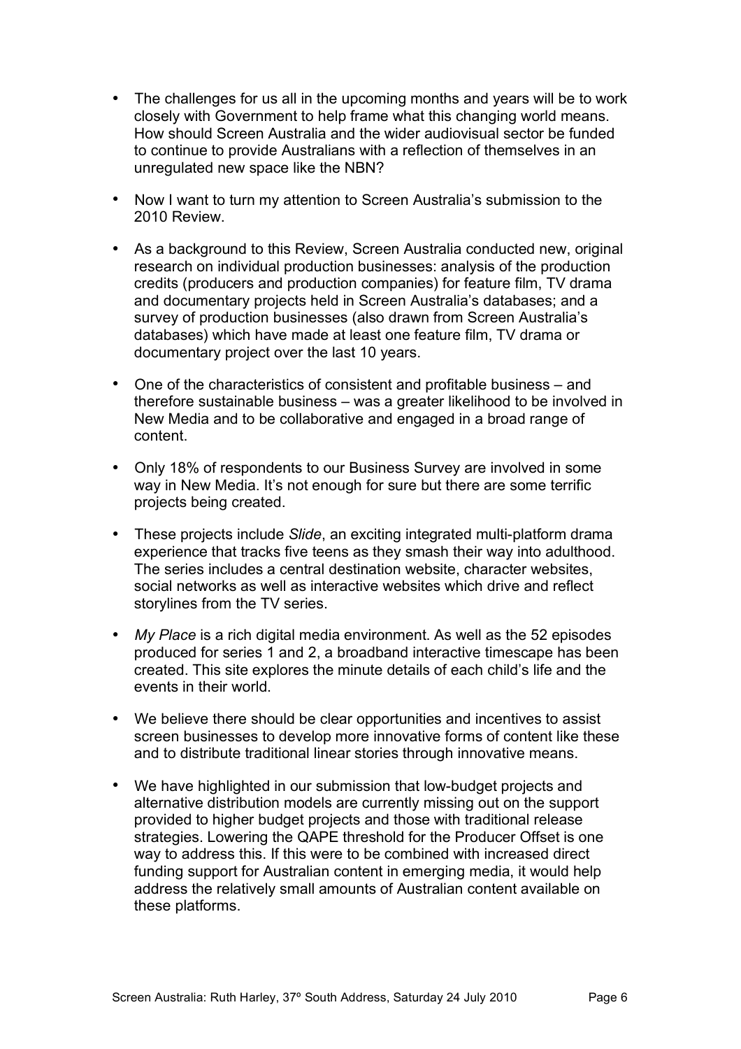- The challenges for us all in the upcoming months and years will be to work closely with Government to help frame what this changing world means. How should Screen Australia and the wider audiovisual sector be funded to continue to provide Australians with a reflection of themselves in an unregulated new space like the NBN?
- Now I want to turn my attention to Screen Australia's submission to the 2010 Review.
- As a background to this Review, Screen Australia conducted new, original research on individual production businesses: analysis of the production credits (producers and production companies) for feature film, TV drama and documentary projects held in Screen Australia's databases; and a survey of production businesses (also drawn from Screen Australia's databases) which have made at least one feature film, TV drama or documentary project over the last 10 years.
- One of the characteristics of consistent and profitable business – and therefore sustainable business – was a greater likelihood to be involved in New Media and to be collaborative and engaged in a broad range of content.
- Only 18% of respondents to our Business Survey are involved in some way in New Media. It's not enough for sure but there are some terrific projects being created.
- These projects include *Slide*, an exciting integrated multi-platform drama experience that tracks five teens as they smash their way into adulthood. The series includes a central destination website, character websites, social networks as well as interactive websites which drive and reflect storylines from the TV series.
- *My Place* is a rich digital media environment. As well as the 52 episodes produced for series 1 and 2, a broadband interactive timescape has been created. This site explores the minute details of each child's life and the events in their world.
- We believe there should be clear opportunities and incentives to assist screen businesses to develop more innovative forms of content like these and to distribute traditional linear stories through innovative means.
- We have highlighted in our submission that low-budget projects and alternative distribution models are currently missing out on the support provided to higher budget projects and those with traditional release strategies. Lowering the QAPE threshold for the Producer Offset is one way to address this. If this were to be combined with increased direct funding support for Australian content in emerging media, it would help address the relatively small amounts of Australian content available on these platforms.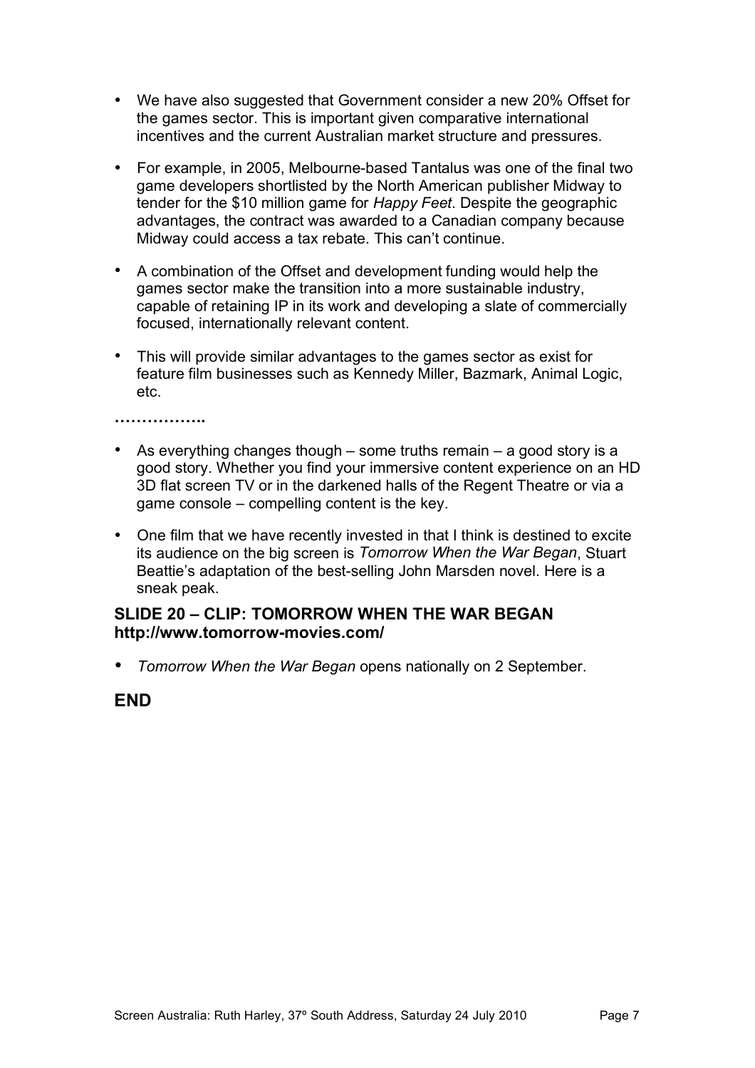- We have also suggested that Government consider a new 20% Offset for the games sector. This is important given comparative international incentives and the current Australian market structure and pressures.
- For example, in 2005, Melbourne-based Tantalus was one of the final two game developers shortlisted by the North American publisher Midway to tender for the $10 million game for *Happy Feet*. Despite the geographic advantages, the contract was awarded to a Canadian company because Midway could access a tax rebate. This can't continue.
- A combination of the Offset and development funding would help the games sector make the transition into a more sustainable industry, capable of retaining IP in its work and developing a slate of commercially focused, internationally relevant content.
- This will provide similar advantages to the games sector as exist for feature film businesses such as Kennedy Miller, Bazmark, Animal Logic, etc.

**……………..**

- As everything changes though – some truths remain – a good story is a good story. Whether you find your immersive content experience on an HD 3D flat screen TV or in the darkened halls of the Regent Theatre or via a game console – compelling content is the key.
- One film that we have recently invested in that I think is destined to excite its audience on the big screen is *Tomorrow When the War Began*, Stuart Beattie's adaptation of the best-selling John Marsden novel. Here is a sneak peak.

### SLIDE 20 – CLIP: TOMORROW WHEN THE WAR BEGAN http://www.tomorrow-movies.com/

- *Tomorrow When the War Began* opens nationally on 2 September.

## END